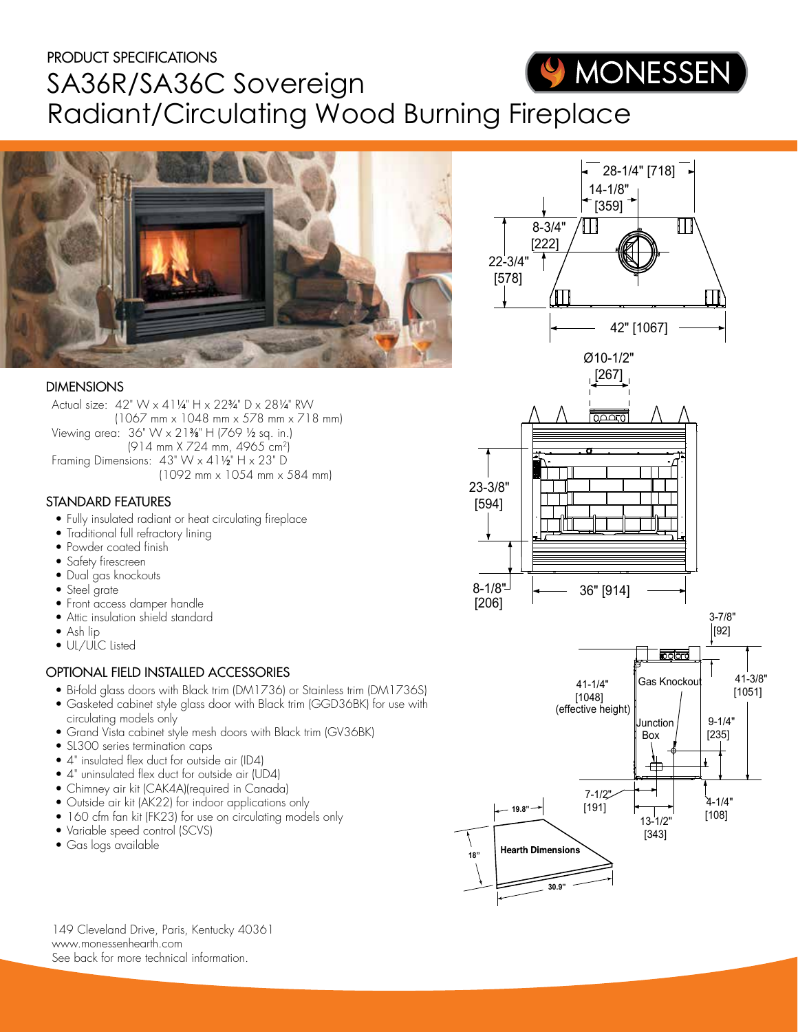PRODUCT SPECIFICATIONS

# SA36R/SA36C Sovereign Radiant/Circulating Wood Burning Fireplace

MONESSEN

## DIMENSIONS

Actual size: 42" W x 41¼" H x 22¾" D x 28¼" RW
(1067 mm x 1048 mm x 578 mm x 718 mm)

Viewing area: 36" W x 21⅜" H (769 ½ sq. in.)
(914 mm X 724 mm, 4965 cm²)

Framing Dimensions: 43" W x 41½" H x 23" D
(1092 mm x 1054 mm x 584 mm)

## STANDARD FEATURES

- Fully insulated radiant or heat circulating fireplace
- Traditional full refractory lining
- Powder coated finish
- Safety firescreen
- Dual gas knockouts
- Steel grate
- Front access damper handle
- Attic insulation shield standard
- Ash lip
- UL/ULC Listed

## OPTIONAL FIELD INSTALLED ACCESSORIES

- Bi-fold glass doors with Black trim (DM1736) or Stainless trim (DM1736S)
- Gasketed cabinet style glass door with Black trim (GGD36BK) for use with circulating models only
- Grand Vista cabinet style mesh doors with Black trim (GV36BK)
- SL300 series termination caps
- 4" insulated flex duct for outside air (ID4)
- 4" uninsulated flex duct for outside air (UD4)
- Chimney air kit (CAK4A)(required in Canada)
- Outside air kit (AK22) for indoor applications only
- 160 cfm fan kit (FK23) for use on circulating models only
- Variable speed control (SCVS)
- Gas logs available

28-1/4" [718]
14-1/8" [359]
8-3/4" [222]
22-3/4" [578]
42" [1067]
Ø10-1/2" [267]
23-3/8" [594]
8-1/8" [206]
36" [914]
3-7/8" [92]
41-1/4" [1048] (effective height)
Gas Knockout
41-3/8" [1051]
Junction Box
9-1/4" [235]
7-1/2" [191]
4-1/4" [108]
13-1/2" [343]

Hearth Dimensions
19.8"
18"
30.9"

149 Cleveland Drive, Paris, Kentucky 40361
www.monessenhearth.com
See back for more technical information.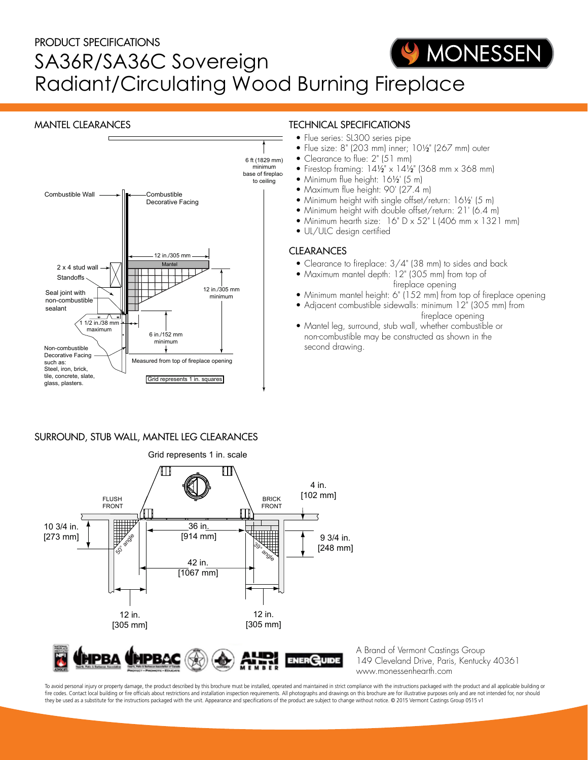PRODUCT SPECIFICATIONS

# SA36R/SA36C Sovereign Radiant/Circulating Wood Burning Fireplace

MONESSEN

## MANTEL CLEARANCES

6 ft (1829 mm) minimum base of fireplace to ceiling

Combustible Wall

Combustible Decorative Facing

12 in./305 mm

Mantel

2 x 4 stud wall

Standoffs

Seal joint with non-combustible sealant

12 in./305 mm minimum

1 1/2 in./38 mm maximum

6 in./152 mm minimum

Non-combustible Decorative Facing such as: Steel, iron, brick, tile, concrete, slate, glass, plasters.

Measured from top of fireplace opening

Grid represents 1 in. squares

## TECHNICAL SPECIFICATIONS

- Flue series: SL300 series pipe
- Flue size: 8" (203 mm) inner; 10½" (267 mm) outer
- Clearance to flue: 2" (51 mm)
- Firestop framing: 14½" x 14½" (368 mm x 368 mm)
- Minimum flue height: 16½' (5 m)
- Maximum flue height: 90' (27.4 m)
- Minimum height with single offset/return: 16½' (5 m)
- Minimum height with double offset/return: 21' (6.4 m)
- Minimum hearth size: 16" D x 52" L (406 mm x 1321 mm)
- UL/ULC design certified

## CLEARANCES

- Clearance to fireplace: 3/4" (38 mm) to sides and back
- Maximum mantel depth: 12" (305 mm) from top of fireplace opening
- Minimum mantel height: 6" (152 mm) from top of fireplace opening
- Adjacent combustible sidewalls: minimum 12" (305 mm) from fireplace opening
- Mantel leg, surround, stub wall, whether combustible or non-combustible may be constructed as shown in the second drawing.

## SURROUND, STUB WALL, MANTEL LEG CLEARANCES

Grid represents 1 in. scale

FLUSH FRONT

BRICK FRONT

4 in. [102 mm]

10 3/4 in. [273 mm]

36 in. [914 mm]

9 3/4 in. [248 mm]

50° angle

39° angle

42 in. [1067 mm]

12 in. [305 mm]

12 in. [305 mm]

A Brand of Vermont Castings Group
149 Cleveland Drive, Paris, Kentucky 40361
www.monessenhearth.com

To avoid personal injury or property damage, the product described by this brochure must be installed, operated and maintained in strict compliance with the instructions packaged with the product and all applicable building or fire codes. Contact local building or fire officials about restrictions and installation inspection requirements. All photographs and drawings on this brochure are for illustrative purposes only and are not intended for, nor should they be used as a substitute for the instructions packaged with the unit. Appearance and specifications of the product are subject to change without notice. © 2015 Vermont Castings Group 0515 v1